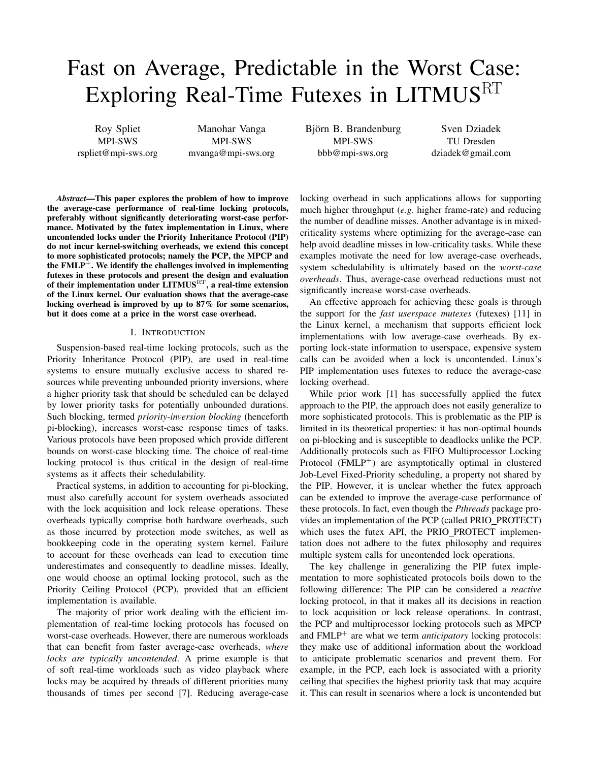# Fast on Average, Predictable in the Worst Case: Exploring Real-Time Futexes in LITMUS$^{\text{RT}}$

Roy Spliet
MPI-SWS
rspliet@mpi-sws.org

Manohar Vanga
MPI-SWS
mvanga@mpi-sws.org

Björn B. Brandenburg
MPI-SWS
bbb@mpi-sws.org

Sven Dziadek
TU Dresden
dziadek@gmail.com

***Abstract*—This paper explores the problem of how to improve the average-case performance of real-time locking protocols, preferably without significantly deteriorating worst-case performance. Motivated by the futex implementation in Linux, where uncontended locks under the Priority Inheritance Protocol (PIP) do not incur kernel-switching overheads, we extend this concept to more sophisticated protocols; namely the PCP, the MPCP and the FMLP$^{+}$. We identify the challenges involved in implementing futexes in these protocols and present the design and evaluation of their implementation under LITMUS$^{\text{RT}}$, a real-time extension of the Linux kernel. Our evaluation shows that the average-case locking overhead is improved by up to 87% for some scenarios, but it does come at a price in the worst case overhead.**

## I. Introduction

Suspension-based real-time locking protocols, such as the Priority Inheritance Protocol (PIP), are used in real-time systems to ensure mutually exclusive access to shared resources while preventing unbounded priority inversions, where a higher priority task that should be scheduled can be delayed by lower priority tasks for potentially unbounded durations. Such blocking, termed *priority-inversion blocking* (henceforth pi-blocking), increases worst-case response times of tasks. Various protocols have been proposed which provide different bounds on worst-case blocking time. The choice of real-time locking protocol is thus critical in the design of real-time systems as it affects their schedulability.

Practical systems, in addition to accounting for pi-blocking, must also carefully account for system overheads associated with the lock acquisition and lock release operations. These overheads typically comprise both hardware overheads, such as those incurred by protection mode switches, as well as bookkeeping code in the operating system kernel. Failure to account for these overheads can lead to execution time underestimates and consequently to deadline misses. Ideally, one would choose an optimal locking protocol, such as the Priority Ceiling Protocol (PCP), provided that an efficient implementation is available.

The majority of prior work dealing with the efficient implementation of real-time locking protocols has focused on worst-case overheads. However, there are numerous workloads that can benefit from faster average-case overheads, *where locks are typically uncontended*. A prime example is that of soft real-time workloads such as video playback where locks may be acquired by threads of different priorities many thousands of times per second [7]. Reducing average-case locking overhead in such applications allows for supporting much higher throughput (*e.g.* higher frame-rate) and reducing the number of deadline misses. Another advantage is in mixed-criticality systems where optimizing for the average-case can help avoid deadline misses in low-criticality tasks. While these examples motivate the need for low average-case overheads, system schedulability is ultimately based on the *worst-case overheads*. Thus, average-case overhead reductions must not significantly increase worst-case overheads.

An effective approach for achieving these goals is through the support for the *fast userspace mutexes* (futexes) [11] in the Linux kernel, a mechanism that supports efficient lock implementations with low average-case overheads. By exporting lock-state information to userspace, expensive system calls can be avoided when a lock is uncontended. Linux's PIP implementation uses futexes to reduce the average-case locking overhead.

While prior work [1] has successfully applied the futex approach to the PIP, the approach does not easily generalize to more sophisticated protocols. This is problematic as the PIP is limited in its theoretical properties: it has non-optimal bounds on pi-blocking and is susceptible to deadlocks unlike the PCP. Additionally protocols such as FIFO Multiprocessor Locking Protocol (FMLP$^{+}$) are asymptotically optimal in clustered Job-Level Fixed-Priority scheduling, a property not shared by the PIP. However, it is unclear whether the futex approach can be extended to improve the average-case performance of these protocols. In fact, even though the *Pthreads* package provides an implementation of the PCP (called PRIO_PROTECT) which uses the futex API, the PRIO_PROTECT implementation does not adhere to the futex philosophy and requires multiple system calls for uncontended lock operations.

The key challenge in generalizing the PIP futex implementation to more sophisticated protocols boils down to the following difference: The PIP can be considered a *reactive* locking protocol, in that it makes all its decisions in reaction to lock acquisition or lock release operations. In contrast, the PCP and multiprocessor locking protocols such as MPCP and FMLP$^{+}$ are what we term *anticipatory* locking protocols: they make use of additional information about the workload to anticipate problematic scenarios and prevent them. For example, in the PCP, each lock is associated with a priority ceiling that specifies the highest priority task that may acquire it. This can result in scenarios where a lock is uncontended but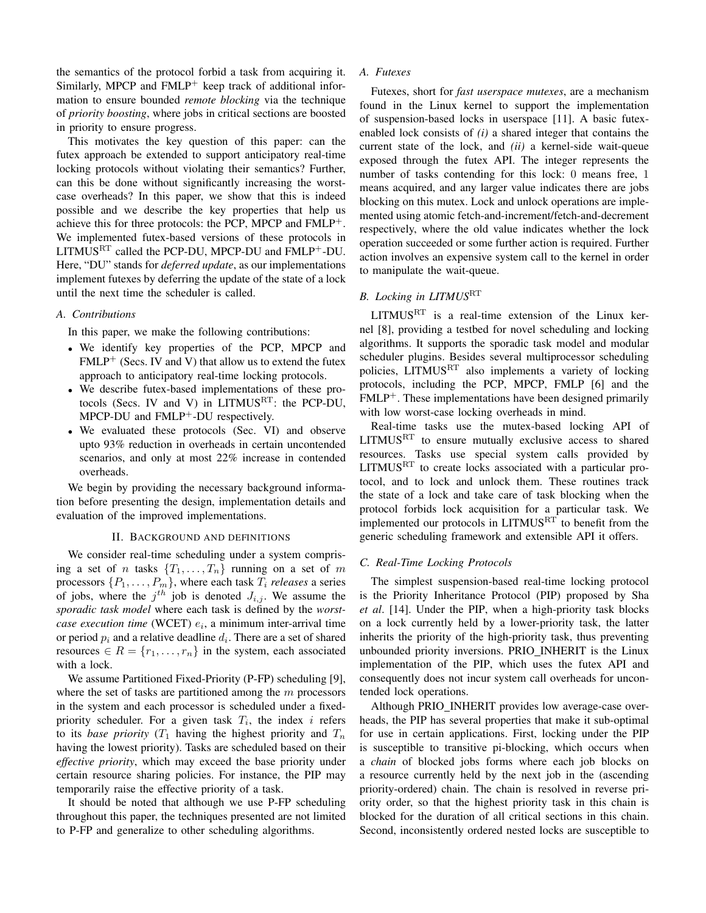the semantics of the protocol forbid a task from acquiring it. Similarly, MPCP and FMLP$^+$ keep track of additional information to ensure bounded *remote blocking* via the technique of *priority boosting*, where jobs in critical sections are boosted in priority to ensure progress.

This motivates the key question of this paper: can the futex approach be extended to support anticipatory real-time locking protocols without violating their semantics? Further, can this be done without significantly increasing the worst-case overheads? In this paper, we show that this is indeed possible and we describe the key properties that help us achieve this for three protocols: the PCP, MPCP and FMLP$^+$. We implemented futex-based versions of these protocols in LITMUS$^{\mathrm{RT}}$ called the PCP-DU, MPCP-DU and FMLP$^+$-DU. Here, "DU" stands for *deferred update*, as our implementations implement futexes by deferring the update of the state of a lock until the next time the scheduler is called.

### A. Contributions

In this paper, we make the following contributions:

- We identify key properties of the PCP, MPCP and FMLP$^+$ (Secs. IV and V) that allow us to extend the futex approach to anticipatory real-time locking protocols.
- We describe futex-based implementations of these protocols (Secs. IV and V) in LITMUS$^{\mathrm{RT}}$: the PCP-DU, MPCP-DU and FMLP$^+$-DU respectively.
- We evaluated these protocols (Sec. VI) and observe upto 93% reduction in overheads in certain uncontended scenarios, and only at most 22% increase in contended overheads.

We begin by providing the necessary background information before presenting the design, implementation details and evaluation of the improved implementations.

## II. Background and Definitions

We consider real-time scheduling under a system comprising a set of $n$ tasks $\{T_1, \ldots, T_n\}$ running on a set of $m$ processors $\{P_1, \ldots, P_m\}$, where each task $T_i$ *releases* a series of jobs, where the $j^{th}$ job is denoted $J_{i,j}$. We assume the *sporadic task model* where each task is defined by the *worst-case execution time* (WCET) $e_i$, a minimum inter-arrival time or period $p_i$ and a relative deadline $d_i$. There are a set of shared resources $\in R = \{r_1, \ldots, r_n\}$ in the system, each associated with a lock.

We assume Partitioned Fixed-Priority (P-FP) scheduling [9], where the set of tasks are partitioned among the $m$ processors in the system and each processor is scheduled under a fixed-priority scheduler. For a given task $T_i$, the index $i$ refers to its *base priority* ($T_1$ having the highest priority and $T_n$ having the lowest priority). Tasks are scheduled based on their *effective priority*, which may exceed the base priority under certain resource sharing policies. For instance, the PIP may temporarily raise the effective priority of a task.

It should be noted that although we use P-FP scheduling throughout this paper, the techniques presented are not limited to P-FP and generalize to other scheduling algorithms.

### A. Futexes

Futexes, short for *fast userspace mutexes*, are a mechanism found in the Linux kernel to support the implementation of suspension-based locks in userspace [11]. A basic futex-enabled lock consists of *(i)* a shared integer that contains the current state of the lock, and *(ii)* a kernel-side wait-queue exposed through the futex API. The integer represents the number of tasks contending for this lock: 0 means free, 1 means acquired, and any larger value indicates there are jobs blocking on this mutex. Lock and unlock operations are implemented using atomic fetch-and-increment/fetch-and-decrement respectively, where the old value indicates whether the lock operation succeeded or some further action is required. Further action involves an expensive system call to the kernel in order to manipulate the wait-queue.

### B. Locking in LITMUS$^{\mathrm{RT}}$

LITMUS$^{\mathrm{RT}}$ is a real-time extension of the Linux kernel [8], providing a testbed for novel scheduling and locking algorithms. It supports the sporadic task model and modular scheduler plugins. Besides several multiprocessor scheduling policies, LITMUS$^{\mathrm{RT}}$ also implements a variety of locking protocols, including the PCP, MPCP, FMLP [6] and the FMLP$^+$. These implementations have been designed primarily with low worst-case locking overheads in mind.

Real-time tasks use the mutex-based locking API of LITMUS$^{\mathrm{RT}}$ to ensure mutually exclusive access to shared resources. Tasks use special system calls provided by LITMUS$^{\mathrm{RT}}$ to create locks associated with a particular protocol, and to lock and unlock them. These routines track the state of a lock and take care of task blocking when the protocol forbids lock acquisition for a particular task. We implemented our protocols in LITMUS$^{\mathrm{RT}}$ to benefit from the generic scheduling framework and extensible API it offers.

### C. Real-Time Locking Protocols

The simplest suspension-based real-time locking protocol is the Priority Inheritance Protocol (PIP) proposed by Sha *et al*. [14]. Under the PIP, when a high-priority task blocks on a lock currently held by a lower-priority task, the latter inherits the priority of the high-priority task, thus preventing unbounded priority inversions. PRIO_INHERIT is the Linux implementation of the PIP, which uses the futex API and consequently does not incur system call overheads for uncontended lock operations.

Although PRIO_INHERIT provides low average-case overheads, the PIP has several properties that make it sub-optimal for use in certain applications. First, locking under the PIP is susceptible to transitive pi-blocking, which occurs when a *chain* of blocked jobs forms where each job blocks on a resource currently held by the next job in the (ascending priority-ordered) chain. The chain is resolved in reverse priority order, so that the highest priority task in this chain is blocked for the duration of all critical sections in this chain. Second, inconsistently ordered nested locks are susceptible to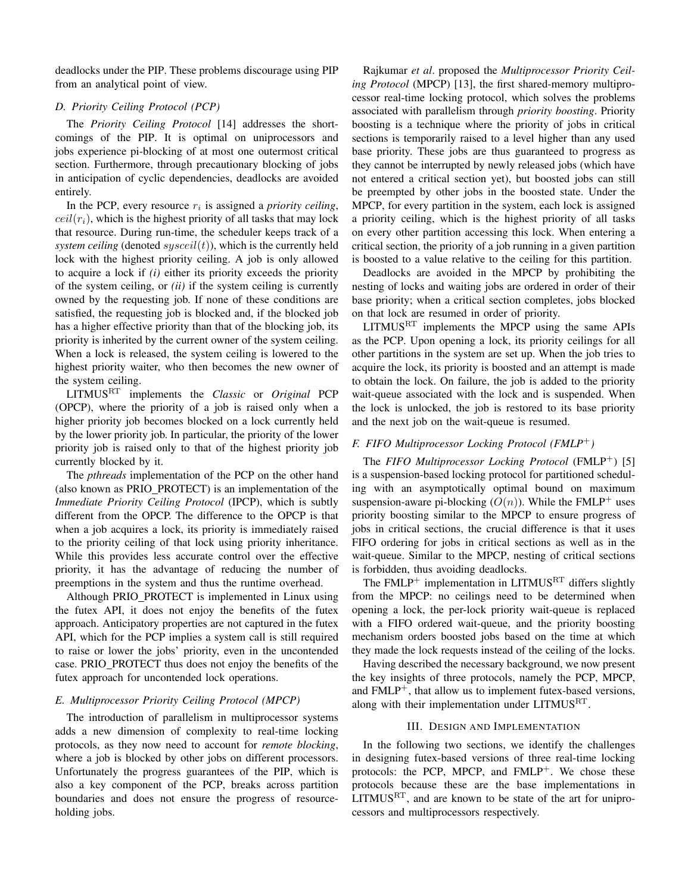deadlocks under the PIP. These problems discourage using PIP from an analytical point of view.

### D. Priority Ceiling Protocol (PCP)

The *Priority Ceiling Protocol* [14] addresses the shortcomings of the PIP. It is optimal on uniprocessors and jobs experience pi-blocking of at most one outermost critical section. Furthermore, through precautionary blocking of jobs in anticipation of cyclic dependencies, deadlocks are avoided entirely.

In the PCP, every resource $r_i$ is assigned a *priority ceiling*, $ceil(r_i)$, which is the highest priority of all tasks that may lock that resource. During run-time, the scheduler keeps track of a *system ceiling* (denoted $sysceil(t)$), which is the currently held lock with the highest priority ceiling. A job is only allowed to acquire a lock if *(i)* either its priority exceeds the priority of the system ceiling, or *(ii)* if the system ceiling is currently owned by the requesting job. If none of these conditions are satisfied, the requesting job is blocked and, if the blocked job has a higher effective priority than that of the blocking job, its priority is inherited by the current owner of the system ceiling. When a lock is released, the system ceiling is lowered to the highest priority waiter, who then becomes the new owner of the system ceiling.

LITMUS$^{\mathrm{RT}}$ implements the *Classic* or *Original* PCP (OPCP), where the priority of a job is raised only when a higher priority job becomes blocked on a lock currently held by the lower priority job. In particular, the priority of the lower priority job is raised only to that of the highest priority job currently blocked by it.

The *pthreads* implementation of the PCP on the other hand (also known as PRIO_PROTECT) is an implementation of the *Immediate Priority Ceiling Protocol* (IPCP), which is subtly different from the OPCP. The difference to the OPCP is that when a job acquires a lock, its priority is immediately raised to the priority ceiling of that lock using priority inheritance. While this provides less accurate control over the effective priority, it has the advantage of reducing the number of preemptions in the system and thus the runtime overhead.

Although PRIO_PROTECT is implemented in Linux using the futex API, it does not enjoy the benefits of the futex approach. Anticipatory properties are not captured in the futex API, which for the PCP implies a system call is still required to raise or lower the jobs' priority, even in the uncontended case. PRIO_PROTECT thus does not enjoy the benefits of the futex approach for uncontended lock operations.

### E. Multiprocessor Priority Ceiling Protocol (MPCP)

The introduction of parallelism in multiprocessor systems adds a new dimension of complexity to real-time locking protocols, as they now need to account for *remote blocking*, where a job is blocked by other jobs on different processors. Unfortunately the progress guarantees of the PIP, which is also a key component of the PCP, breaks across partition boundaries and does not ensure the progress of resource-holding jobs.

Rajkumar *et al*. proposed the *Multiprocessor Priority Ceiling Protocol* (MPCP) [13], the first shared-memory multiprocessor real-time locking protocol, which solves the problems associated with parallelism through *priority boosting*. Priority boosting is a technique where the priority of jobs in critical sections is temporarily raised to a level higher than any used base priority. These jobs are thus guaranteed to progress as they cannot be interrupted by newly released jobs (which have not entered a critical section yet), but boosted jobs can still be preempted by other jobs in the boosted state. Under the MPCP, for every partition in the system, each lock is assigned a priority ceiling, which is the highest priority of all tasks on every other partition accessing this lock. When entering a critical section, the priority of a job running in a given partition is boosted to a value relative to the ceiling for this partition.

Deadlocks are avoided in the MPCP by prohibiting the nesting of locks and waiting jobs are ordered in order of their base priority; when a critical section completes, jobs blocked on that lock are resumed in order of priority.

LITMUS$^{\mathrm{RT}}$ implements the MPCP using the same APIs as the PCP. Upon opening a lock, its priority ceilings for all other partitions in the system are set up. When the job tries to acquire the lock, its priority is boosted and an attempt is made to obtain the lock. On failure, the job is added to the priority wait-queue associated with the lock and is suspended. When the lock is unlocked, the job is restored to its base priority and the next job on the wait-queue is resumed.

### F. FIFO Multiprocessor Locking Protocol (FMLP$^+$)

The *FIFO Multiprocessor Locking Protocol* (FMLP$^+$) [5] is a suspension-based locking protocol for partitioned scheduling with an asymptotically optimal bound on maximum suspension-aware pi-blocking ($O(n)$). While the FMLP$^+$ uses priority boosting similar to the MPCP to ensure progress of jobs in critical sections, the crucial difference is that it uses FIFO ordering for jobs in critical sections as well as in the wait-queue. Similar to the MPCP, nesting of critical sections is forbidden, thus avoiding deadlocks.

The FMLP$^+$ implementation in LITMUS$^{\mathrm{RT}}$ differs slightly from the MPCP: no ceilings need to be determined when opening a lock, the per-lock priority wait-queue is replaced with a FIFO ordered wait-queue, and the priority boosting mechanism orders boosted jobs based on the time at which they made the lock requests instead of the ceiling of the locks.

Having described the necessary background, we now present the key insights of three protocols, namely the PCP, MPCP, and FMLP$^+$, that allow us to implement futex-based versions, along with their implementation under LITMUS$^{\mathrm{RT}}$.

## III. Design and Implementation

In the following two sections, we identify the challenges in designing futex-based versions of three real-time locking protocols: the PCP, MPCP, and FMLP$^+$. We chose these protocols because these are the base implementations in LITMUS$^{\mathrm{RT}}$, and are known to be state of the art for uniprocessors and multiprocessors respectively.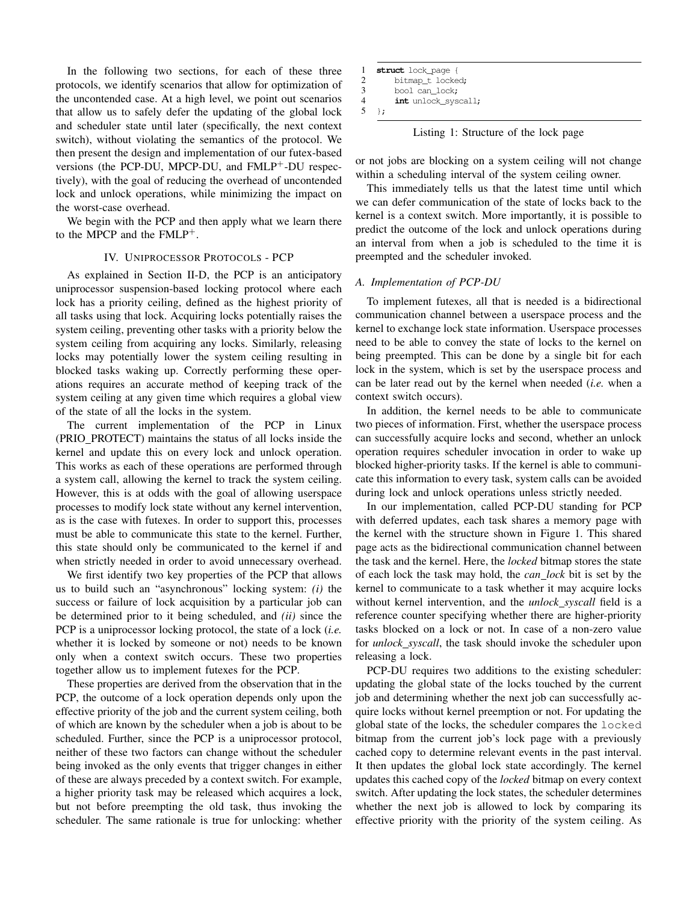In the following two sections, for each of these three protocols, we identify scenarios that allow for optimization of the uncontended case. At a high level, we point out scenarios that allow us to safely defer the updating of the global lock and scheduler state until later (specifically, the next context switch), without violating the semantics of the protocol. We then present the design and implementation of our futex-based versions (the PCP-DU, MPCP-DU, and FMLP$^+$-DU respectively), with the goal of reducing the overhead of uncontended lock and unlock operations, while minimizing the impact on the worst-case overhead.

We begin with the PCP and then apply what we learn there to the MPCP and the FMLP$^+$.

## IV. Uniprocessor Protocols - PCP

As explained in Section II-D, the PCP is an anticipatory uniprocessor suspension-based locking protocol where each lock has a priority ceiling, defined as the highest priority of all tasks using that lock. Acquiring locks potentially raises the system ceiling, preventing other tasks with a priority below the system ceiling from acquiring any locks. Similarly, releasing locks may potentially lower the system ceiling resulting in blocked tasks waking up. Correctly performing these operations requires an accurate method of keeping track of the system ceiling at any given time which requires a global view of the state of all the locks in the system.

The current implementation of the PCP in Linux (PRIO_PROTECT) maintains the status of all locks inside the kernel and update this on every lock and unlock operation. This works as each of these operations are performed through a system call, allowing the kernel to track the system ceiling. However, this is at odds with the goal of allowing userspace processes to modify lock state without any kernel intervention, as is the case with futexes. In order to support this, processes must be able to communicate this state to the kernel. Further, this state should only be communicated to the kernel if and when strictly needed in order to avoid unnecessary overhead.

We first identify two key properties of the PCP that allows us to build such an "asynchronous" locking system: *(i)* the success or failure of lock acquisition by a particular job can be determined prior to it being scheduled, and *(ii)* since the PCP is a uniprocessor locking protocol, the state of a lock (*i.e.* whether it is locked by someone or not) needs to be known only when a context switch occurs. These two properties together allow us to implement futexes for the PCP.

These properties are derived from the observation that in the PCP, the outcome of a lock operation depends only upon the effective priority of the job and the current system ceiling, both of which are known by the scheduler when a job is about to be scheduled. Further, since the PCP is a uniprocessor protocol, neither of these two factors can change without the scheduler being invoked as the only events that trigger changes in either of these are always preceded by a context switch. For example, a higher priority task may be released which acquires a lock, but not before preempting the old task, thus invoking the scheduler. The same rationale is true for unlocking: whether or not jobs are blocking on a system ceiling will not change within a scheduling interval of the system ceiling owner.

```
1  struct lock_page {
2      bitmap_t locked;
3      bool can_lock;
4      int unlock_syscall;
5  };
```

Listing 1: Structure of the lock page

This immediately tells us that the latest time until which we can defer communication of the state of locks back to the kernel is a context switch. More importantly, it is possible to predict the outcome of the lock and unlock operations during an interval from when a job is scheduled to the time it is preempted and the scheduler invoked.

### A. Implementation of PCP-DU

To implement futexes, all that is needed is a bidirectional communication channel between a userspace process and the kernel to exchange lock state information. Userspace processes need to be able to convey the state of locks to the kernel on being preempted. This can be done by a single bit for each lock in the system, which is set by the userspace process and can be later read out by the kernel when needed (*i.e.* when a context switch occurs).

In addition, the kernel needs to be able to communicate two pieces of information. First, whether the userspace process can successfully acquire locks and second, whether an unlock operation requires scheduler invocation in order to wake up blocked higher-priority tasks. If the kernel is able to communicate this information to every task, system calls can be avoided during lock and unlock operations unless strictly needed.

In our implementation, called PCP-DU standing for PCP with deferred updates, each task shares a memory page with the kernel with the structure shown in Figure 1. This shared page acts as the bidirectional communication channel between the task and the kernel. Here, the *locked* bitmap stores the state of each lock the task may hold, the *can_lock* bit is set by the kernel to communicate to a task whether it may acquire locks without kernel intervention, and the *unlock_syscall* field is a reference counter specifying whether there are higher-priority tasks blocked on a lock or not. In case of a non-zero value for *unlock_syscall*, the task should invoke the scheduler upon releasing a lock.

PCP-DU requires two additions to the existing scheduler: updating the global state of the locks touched by the current job and determining whether the next job can successfully acquire locks without kernel preemption or not. For updating the global state of the locks, the scheduler compares the `locked` bitmap from the current job's lock page with a previously cached copy to determine relevant events in the past interval. It then updates the global lock state accordingly. The kernel updates this cached copy of the *locked* bitmap on every context switch. After updating the lock states, the scheduler determines whether the next job is allowed to lock by comparing its effective priority with the priority of the system ceiling. As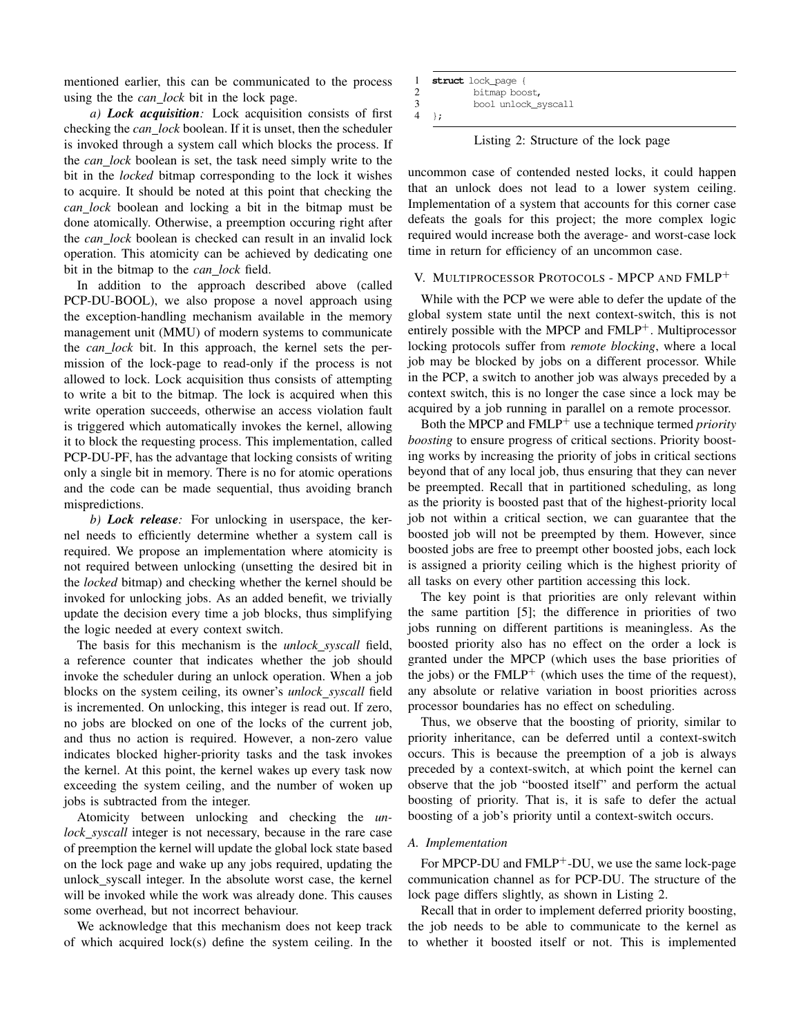mentioned earlier, this can be communicated to the process using the the *can_lock* bit in the lock page.

*a) **Lock acquisition**:* Lock acquisition consists of first checking the *can_lock* boolean. If it is unset, then the scheduler is invoked through a system call which blocks the process. If the *can_lock* boolean is set, the task need simply write to the bit in the *locked* bitmap corresponding to the lock it wishes to acquire. It should be noted at this point that checking the *can_lock* boolean and locking a bit in the bitmap must be done atomically. Otherwise, a preemption occuring right after the *can_lock* boolean is checked can result in an invalid lock operation. This atomicity can be achieved by dedicating one bit in the bitmap to the *can_lock* field.

In addition to the approach described above (called PCP-DU-BOOL), we also propose a novel approach using the exception-handling mechanism available in the memory management unit (MMU) of modern systems to communicate the *can_lock* bit. In this approach, the kernel sets the permission of the lock-page to read-only if the process is not allowed to lock. Lock acquisition thus consists of attempting to write a bit to the bitmap. The lock is acquired when this write operation succeeds, otherwise an access violation fault is triggered which automatically invokes the kernel, allowing it to block the requesting process. This implementation, called PCP-DU-PF, has the advantage that locking consists of writing only a single bit in memory. There is no for atomic operations and the code can be made sequential, thus avoiding branch mispredictions.

*b) **Lock release**:* For unlocking in userspace, the kernel needs to efficiently determine whether a system call is required. We propose an implementation where atomicity is not required between unlocking (unsetting the desired bit in the *locked* bitmap) and checking whether the kernel should be invoked for unlocking jobs. As an added benefit, we trivially update the decision every time a job blocks, thus simplifying the logic needed at every context switch.

The basis for this mechanism is the *unlock_syscall* field, a reference counter that indicates whether the job should invoke the scheduler during an unlock operation. When a job blocks on the system ceiling, its owner's *unlock_syscall* field is incremented. On unlocking, this integer is read out. If zero, no jobs are blocked on one of the locks of the current job, and thus no action is required. However, a non-zero value indicates blocked higher-priority tasks and the task invokes the kernel. At this point, the kernel wakes up every task now exceeding the system ceiling, and the number of woken up jobs is subtracted from the integer.

Atomicity between unlocking and checking the *unlock_syscall* integer is not necessary, because in the rare case of preemption the kernel will update the global lock state based on the lock page and wake up any jobs required, updating the unlock_syscall integer. In the absolute worst case, the kernel will be invoked while the work was already done. This causes some overhead, but not incorrect behaviour.

We acknowledge that this mechanism does not keep track of which acquired lock(s) define the system ceiling. In the uncommon case of contended nested locks, it could happen that an unlock does not lead to a lower system ceiling. Implementation of a system that accounts for this corner case defeats the goals for this project; the more complex logic required would increase both the average- and worst-case lock time in return for efficiency of an uncommon case.

```
1  struct lock_page {
2          bitmap boost,
3          bool unlock_syscall
4  };
```

Listing 2: Structure of the lock page

## V. Multiprocessor Protocols - MPCP and FMLP$^+$

While with the PCP we were able to defer the update of the global system state until the next context-switch, this is not entirely possible with the MPCP and FMLP$^+$. Multiprocessor locking protocols suffer from *remote blocking*, where a local job may be blocked by jobs on a different processor. While in the PCP, a switch to another job was always preceded by a context switch, this is no longer the case since a lock may be acquired by a job running in parallel on a remote processor.

Both the MPCP and FMLP$^+$ use a technique termed *priority boosting* to ensure progress of critical sections. Priority boosting works by increasing the priority of jobs in critical sections beyond that of any local job, thus ensuring that they can never be preempted. Recall that in partitioned scheduling, as long as the priority is boosted past that of the highest-priority local job not within a critical section, we can guarantee that the boosted job will not be preempted by them. However, since boosted jobs are free to preempt other boosted jobs, each lock is assigned a priority ceiling which is the highest priority of all tasks on every other partition accessing this lock.

The key point is that priorities are only relevant within the same partition [5]; the difference in priorities of two jobs running on different partitions is meaningless. As the boosted priority also has no effect on the order a lock is granted under the MPCP (which uses the base priorities of the jobs) or the FMLP$^+$ (which uses the time of the request), any absolute or relative variation in boost priorities across processor boundaries has no effect on scheduling.

Thus, we observe that the boosting of priority, similar to priority inheritance, can be deferred until a context-switch occurs. This is because the preemption of a job is always preceded by a context-switch, at which point the kernel can observe that the job "boosted itself" and perform the actual boosting of priority. That is, it is safe to defer the actual boosting of a job's priority until a context-switch occurs.

### A. Implementation

For MPCP-DU and FMLP$^+$-DU, we use the same lock-page communication channel as for PCP-DU. The structure of the lock page differs slightly, as shown in Listing 2.

Recall that in order to implement deferred priority boosting, the job needs to be able to communicate to the kernel as to whether it boosted itself or not. This is implemented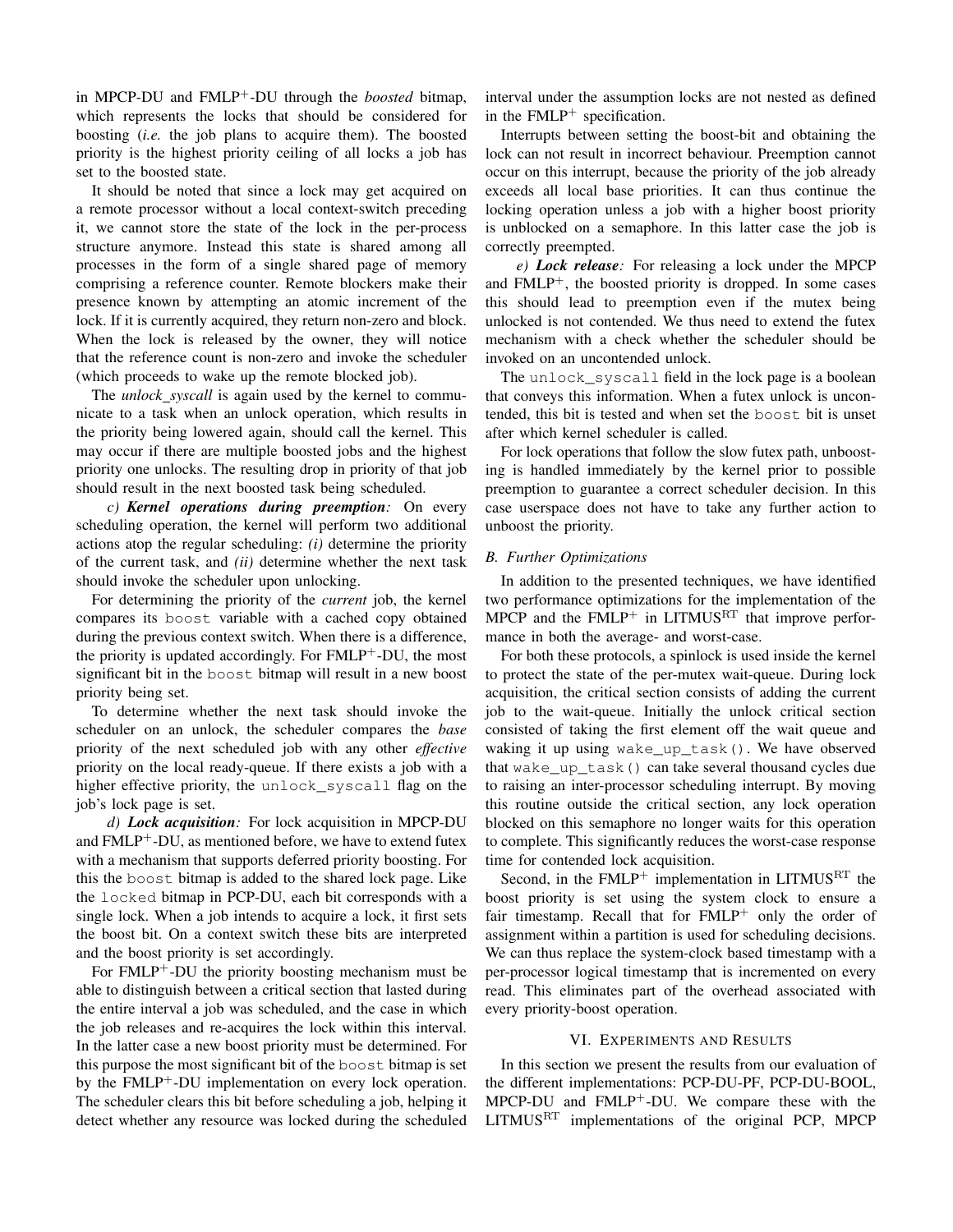in MPCP-DU and FMLP$^+$-DU through the *boosted* bitmap, which represents the locks that should be considered for boosting (*i.e.* the job plans to acquire them). The boosted priority is the highest priority ceiling of all locks a job has set to the boosted state.

It should be noted that since a lock may get acquired on a remote processor without a local context-switch preceding it, we cannot store the state of the lock in the per-process structure anymore. Instead this state is shared among all processes in the form of a single shared page of memory comprising a reference counter. Remote blockers make their presence known by attempting an atomic increment of the lock. If it is currently acquired, they return non-zero and block. When the lock is released by the owner, they will notice that the reference count is non-zero and invoke the scheduler (which proceeds to wake up the remote blocked job).

The *unlock_syscall* is again used by the kernel to communicate to a task when an unlock operation, which results in the priority being lowered again, should call the kernel. This may occur if there are multiple boosted jobs and the highest priority one unlocks. The resulting drop in priority of that job should result in the next boosted task being scheduled.

*c) **Kernel operations during preemption**:* On every scheduling operation, the kernel will perform two additional actions atop the regular scheduling: *(i)* determine the priority of the current task, and *(ii)* determine whether the next task should invoke the scheduler upon unlocking.

For determining the priority of the *current* job, the kernel compares its `boost` variable with a cached copy obtained during the previous context switch. When there is a difference, the priority is updated accordingly. For FMLP$^+$-DU, the most significant bit in the `boost` bitmap will result in a new boost priority being set.

To determine whether the next task should invoke the scheduler on an unlock, the scheduler compares the *base* priority of the next scheduled job with any other *effective* priority on the local ready-queue. If there exists a job with a higher effective priority, the `unlock_syscall` flag on the job's lock page is set.

*d) **Lock acquisition**:* For lock acquisition in MPCP-DU and FMLP$^+$-DU, as mentioned before, we have to extend futex with a mechanism that supports deferred priority boosting. For this the `boost` bitmap is added to the shared lock page. Like the `locked` bitmap in PCP-DU, each bit corresponds with a single lock. When a job intends to acquire a lock, it first sets the boost bit. On a context switch these bits are interpreted and the boost priority is set accordingly.

For FMLP$^+$-DU the priority boosting mechanism must be able to distinguish between a critical section that lasted during the entire interval a job was scheduled, and the case in which the job releases and re-acquires the lock within this interval. In the latter case a new boost priority must be determined. For this purpose the most significant bit of the `boost` bitmap is set by the FMLP$^+$-DU implementation on every lock operation. The scheduler clears this bit before scheduling a job, helping it detect whether any resource was locked during the scheduled interval under the assumption locks are not nested as defined in the FMLP$^+$ specification.

Interrupts between setting the boost-bit and obtaining the lock can not result in incorrect behaviour. Preemption cannot occur on this interrupt, because the priority of the job already exceeds all local base priorities. It can thus continue the locking operation unless a job with a higher boost priority is unblocked on a semaphore. In this latter case the job is correctly preempted.

*e) **Lock release**:* For releasing a lock under the MPCP and FMLP$^+$, the boosted priority is dropped. In some cases this should lead to preemption even if the mutex being unlocked is not contended. We thus need to extend the futex mechanism with a check whether the scheduler should be invoked on an uncontended unlock.

The `unlock_syscall` field in the lock page is a boolean that conveys this information. When a futex unlock is uncontended, this bit is tested and when set the `boost` bit is unset after which kernel scheduler is called.

For lock operations that follow the slow futex path, unboosting is handled immediately by the kernel prior to possible preemption to guarantee a correct scheduler decision. In this case userspace does not have to take any further action to unboost the priority.

### B. Further Optimizations

In addition to the presented techniques, we have identified two performance optimizations for the implementation of the MPCP and the FMLP$^+$ in LITMUS$^{RT}$ that improve performance in both the average- and worst-case.

For both these protocols, a spinlock is used inside the kernel to protect the state of the per-mutex wait-queue. During lock acquisition, the critical section consists of adding the current job to the wait-queue. Initially the unlock critical section consisted of taking the first element off the wait queue and waking it up using `wake_up_task()`. We have observed that `wake_up_task()` can take several thousand cycles due to raising an inter-processor scheduling interrupt. By moving this routine outside the critical section, any lock operation blocked on this semaphore no longer waits for this operation to complete. This significantly reduces the worst-case response time for contended lock acquisition.

Second, in the FMLP$^+$ implementation in LITMUS$^{RT}$ the boost priority is set using the system clock to ensure a fair timestamp. Recall that for FMLP$^+$ only the order of assignment within a partition is used for scheduling decisions. We can thus replace the system-clock based timestamp with a per-processor logical timestamp that is incremented on every read. This eliminates part of the overhead associated with every priority-boost operation.

## VI. Experiments and Results

In this section we present the results from our evaluation of the different implementations: PCP-DU-PF, PCP-DU-BOOL, MPCP-DU and FMLP$^+$-DU. We compare these with the LITMUS$^{RT}$ implementations of the original PCP, MPCP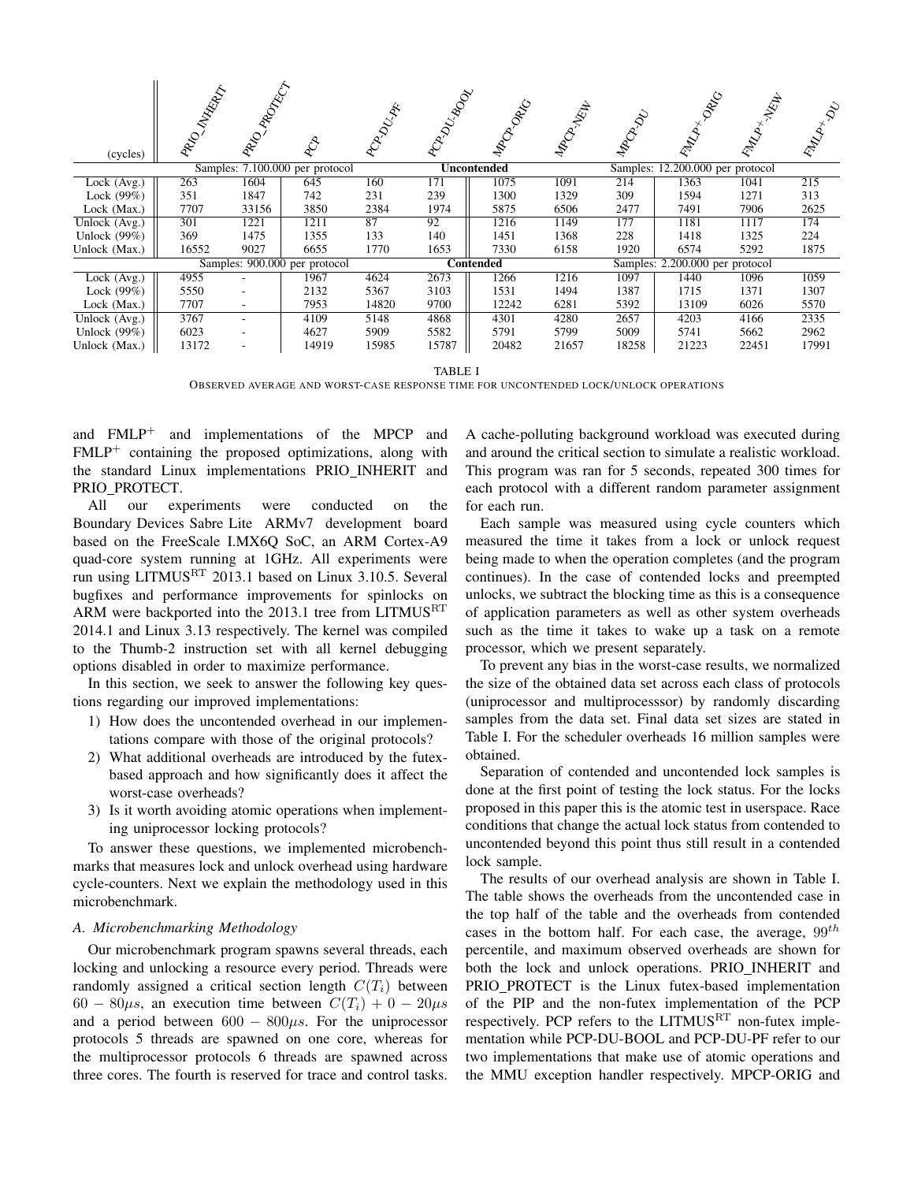| (cycles) | PRIO_INHERIT | PRIO_PROTECT | PCP | PCP-DU-PF | PCP-DU-BOOL | MPCP-ORIG | MPCP-NEW | MPCP-DU | FMLP+-ORIG | FMLP+-NEW | FMLP+-DU |
|---|---|---|---|---|---|---|---|---|---|---|---|
| | Samples: 7.100.000 per protocol | | | | **Uncontended** | | | Samples: 12.200.000 per protocol | | | |
| Lock (Avg.) | 263 | 1604 | 645 | 160 | 171 | 1075 | 1091 | 214 | 1363 | 1041 | 215 |
| Lock (99%) | 351 | 1847 | 742 | 231 | 239 | 1300 | 1329 | 309 | 1594 | 1271 | 313 |
| Lock (Max.) | 7707 | 33156 | 3850 | 2384 | 1974 | 5875 | 6506 | 2477 | 7491 | 7906 | 2625 |
| Unlock (Avg.) | 301 | 1221 | 1211 | 87 | 92 | 1216 | 1149 | 177 | 1181 | 1117 | 174 |
| Unlock (99%) | 369 | 1475 | 1355 | 133 | 140 | 1451 | 1368 | 228 | 1418 | 1325 | 224 |
| Unlock (Max.) | 16552 | 9027 | 6655 | 1770 | 1653 | 7330 | 6158 | 1920 | 6574 | 5292 | 1875 |
| | Samples: 900.000 per protocol | | | | **Contended** | | | Samples: 2.200.000 per protocol | | | |
| Lock (Avg.) | 4955 | - | 1967 | 4624 | 2673 | 1266 | 1216 | 1097 | 1440 | 1096 | 1059 |
| Lock (99%) | 5550 | - | 2132 | 5367 | 3103 | 1531 | 1494 | 1387 | 1715 | 1371 | 1307 |
| Lock (Max.) | 7707 | - | 7953 | 14820 | 9700 | 12242 | 6281 | 5392 | 13109 | 6026 | 5570 |
| Unlock (Avg.) | 3767 | - | 4109 | 5148 | 4868 | 4301 | 4280 | 2657 | 4203 | 4166 | 2335 |
| Unlock (99%) | 6023 | - | 4627 | 5909 | 5582 | 5791 | 5799 | 5009 | 5741 | 5662 | 2962 |
| Unlock (Max.) | 13172 | - | 14919 | 15985 | 15787 | 20482 | 21657 | 18258 | 21223 | 22451 | 17991 |

TABLE I

OBSERVED AVERAGE AND WORST-CASE RESPONSE TIME FOR UNCONTENDED LOCK/UNLOCK OPERATIONS

and FMLP$^+$ and implementations of the MPCP and FMLP$^+$ containing the proposed optimizations, along with the standard Linux implementations PRIO_INHERIT and PRIO_PROTECT.

All our experiments were conducted on the Boundary Devices Sabre Lite ARMv7 development board based on the FreeScale I.MX6Q SoC, an ARM Cortex-A9 quad-core system running at 1GHz. All experiments were run using LITMUS$^{\text{RT}}$ 2013.1 based on Linux 3.10.5. Several bugfixes and performance improvements for spinlocks on ARM were backported into the 2013.1 tree from LITMUS$^{\text{RT}}$ 2014.1 and Linux 3.13 respectively. The kernel was compiled to the Thumb-2 instruction set with all kernel debugging options disabled in order to maximize performance.

In this section, we seek to answer the following key questions regarding our improved implementations:

1) How does the uncontended overhead in our implementations compare with those of the original protocols?
2) What additional overheads are introduced by the futex-based approach and how significantly does it affect the worst-case overheads?
3) Is it worth avoiding atomic operations when implementing uniprocessor locking protocols?

To answer these questions, we implemented microbenchmarks that measures lock and unlock overhead using hardware cycle-counters. Next we explain the methodology used in this microbenchmark.

### A. Microbenchmarking Methodology

Our microbenchmark program spawns several threads, each locking and unlocking a resource every period. Threads were randomly assigned a critical section length $C(T_i)$ between $60-80\mu s$, an execution time between $C(T_i)+0-20\mu s$ and a period between $600-800\mu s$. For the uniprocessor protocols 5 threads are spawned on one core, whereas for the multiprocessor protocols 6 threads are spawned across three cores. The fourth is reserved for trace and control tasks. A cache-polluting background workload was executed during and around the critical section to simulate a realistic workload. This program was ran for 5 seconds, repeated 300 times for each protocol with a different random parameter assignment for each run.

Each sample was measured using cycle counters which measured the time it takes from a lock or unlock request being made to when the operation completes (and the program continues). In the case of contended locks and preempted unlocks, we subtract the blocking time as this is a consequence of application parameters as well as other system overheads such as the time it takes to wake up a task on a remote processor, which we present separately.

To prevent any bias in the worst-case results, we normalized the size of the obtained data set across each class of protocols (uniprocessor and multiprocesssor) by randomly discarding samples from the data set. Final data set sizes are stated in Table I. For the scheduler overheads 16 million samples were obtained.

Separation of contended and uncontended lock samples is done at the first point of testing the lock status. For the locks proposed in this paper this is the atomic test in userspace. Race conditions that change the actual lock status from contended to uncontended beyond this point thus still result in a contended lock sample.

The results of our overhead analysis are shown in Table I. The table shows the overheads from the uncontended case in the top half of the table and the overheads from contended cases in the bottom half. For each case, the average, $99^{th}$ percentile, and maximum observed overheads are shown for both the lock and unlock operations. PRIO_INHERIT and PRIO_PROTECT is the Linux futex-based implementation of the PIP and the non-futex implementation of the PCP respectively. PCP refers to the LITMUS$^{\text{RT}}$ non-futex implementation while PCP-DU-BOOL and PCP-DU-PF refer to our two implementations that make use of atomic operations and the MMU exception handler respectively. MPCP-ORIG and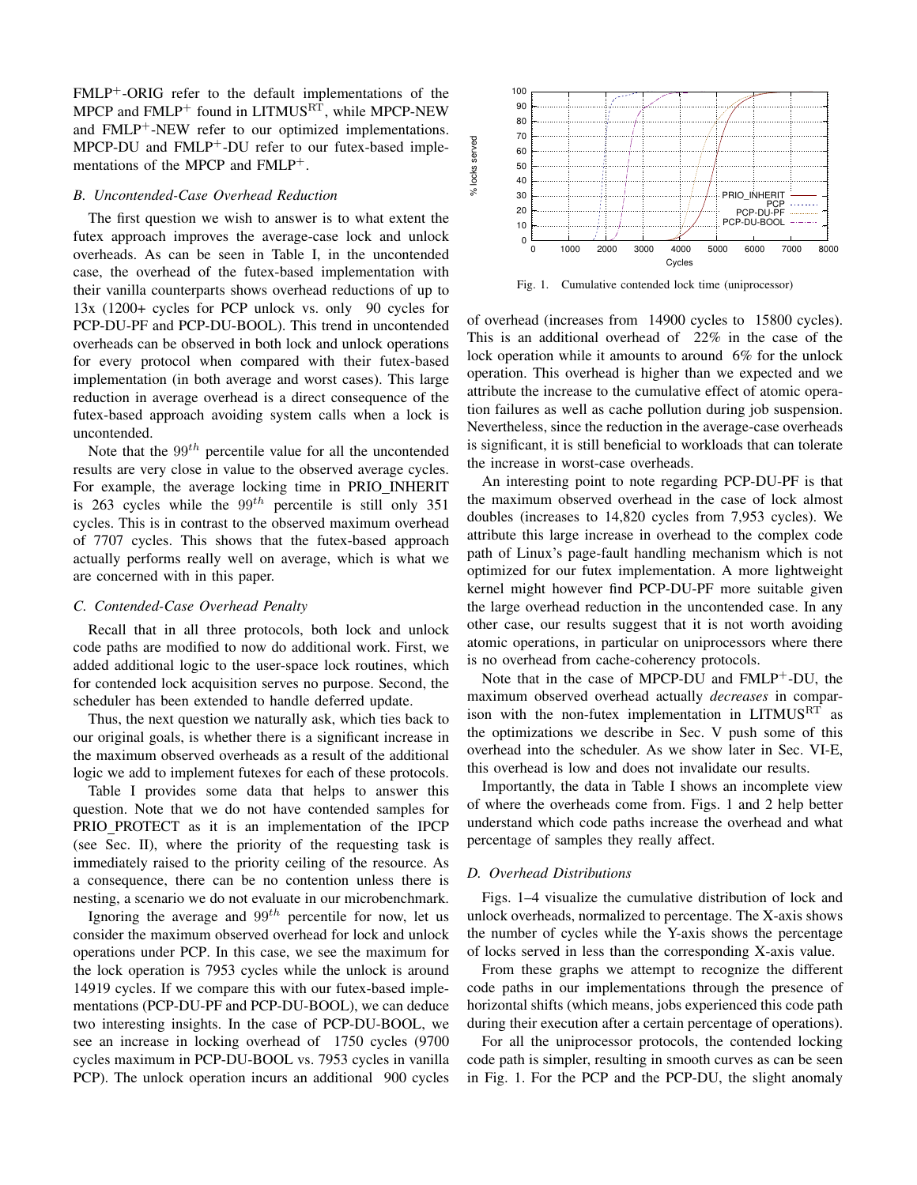FMLP$^+$-ORIG refer to the default implementations of the MPCP and FMLP$^+$ found in LITMUS$^{RT}$, while MPCP-NEW and FMLP$^+$-NEW refer to our optimized implementations. MPCP-DU and FMLP$^+$-DU refer to our futex-based implementations of the MPCP and FMLP$^+$.

### B. Uncontended-Case Overhead Reduction

The first question we wish to answer is to what extent the futex approach improves the average-case lock and unlock overheads. As can be seen in Table I, in the uncontended case, the overhead of the futex-based implementation with their vanilla counterparts shows overhead reductions of up to 13x (1200+ cycles for PCP unlock vs. only 90 cycles for PCP-DU-PF and PCP-DU-BOOL). This trend in uncontended overheads can be observed in both lock and unlock operations for every protocol when compared with their futex-based implementation (in both average and worst cases). This large reduction in average overhead is a direct consequence of the futex-based approach avoiding system calls when a lock is uncontended.

Note that the $99^{th}$ percentile value for all the uncontended results are very close in value to the observed average cycles. For example, the average locking time in PRIO_INHERIT is 263 cycles while the $99^{th}$ percentile is still only 351 cycles. This is in contrast to the observed maximum overhead of 7707 cycles. This shows that the futex-based approach actually performs really well on average, which is what we are concerned with in this paper.

### C. Contended-Case Overhead Penalty

Recall that in all three protocols, both lock and unlock code paths are modified to now do additional work. First, we added additional logic to the user-space lock routines, which for contended lock acquisition serves no purpose. Second, the scheduler has been extended to handle deferred update.

Thus, the next question we naturally ask, which ties back to our original goals, is whether there is a significant increase in the maximum observed overheads as a result of the additional logic we add to implement futexes for each of these protocols.

Table I provides some data that helps to answer this question. Note that we do not have contended samples for PRIO_PROTECT as it is an implementation of the IPCP (see Sec. II), where the priority of the requesting task is immediately raised to the priority ceiling of the resource. As a consequence, there can be no contention unless there is nesting, a scenario we do not evaluate in our microbenchmark.

Ignoring the average and $99^{th}$ percentile for now, let us consider the maximum observed overhead for lock and unlock operations under PCP. In this case, we see the maximum for the lock operation is 7953 cycles while the unlock is around 14919 cycles. If we compare this with our futex-based implementations (PCP-DU-PF and PCP-DU-BOOL), we can deduce two interesting insights. In the case of PCP-DU-BOOL, we see an increase in locking overhead of 1750 cycles (9700 cycles maximum in PCP-DU-BOOL vs. 7953 cycles in vanilla PCP). The unlock operation incurs an additional 900 cycles of overhead (increases from 14900 cycles to 15800 cycles). This is an additional overhead of 22% in the case of the lock operation while it amounts to around 6% for the unlock operation. This overhead is higher than we expected and we attribute the increase to the cumulative effect of atomic operation failures as well as cache pollution during job suspension. Nevertheless, since the reduction in the average-case overheads is significant, it is still beneficial to workloads that can tolerate the increase in worst-case overheads.

Fig. 1. Cumulative contended lock time (uniprocessor)

An interesting point to note regarding PCP-DU-PF is that the maximum observed overhead in the case of lock almost doubles (increases to 14,820 cycles from 7,953 cycles). We attribute this large increase in overhead to the complex code path of Linux's page-fault handling mechanism which is not optimized for our futex implementation. A more lightweight kernel might however find PCP-DU-PF more suitable given the large overhead reduction in the uncontended case. In any other case, our results suggest that it is not worth avoiding atomic operations, in particular on uniprocessors where there is no overhead from cache-coherency protocols.

Note that in the case of MPCP-DU and FMLP$^+$-DU, the maximum observed overhead actually *decreases* in comparison with the non-futex implementation in LITMUS$^{RT}$ as the optimizations we describe in Sec. V push some of this overhead into the scheduler. As we show later in Sec. VI-E, this overhead is low and does not invalidate our results.

Importantly, the data in Table I shows an incomplete view of where the overheads come from. Figs. 1 and 2 help better understand which code paths increase the overhead and what percentage of samples they really affect.

### D. Overhead Distributions

Figs. 1–4 visualize the cumulative distribution of lock and unlock overheads, normalized to percentage. The X-axis shows the number of cycles while the Y-axis shows the percentage of locks served in less than the corresponding X-axis value.

From these graphs we attempt to recognize the different code paths in our implementations through the presence of horizontal shifts (which means, jobs experienced this code path during their execution after a certain percentage of operations).

For all the uniprocessor protocols, the contended locking code path is simpler, resulting in smooth curves as can be seen in Fig. 1. For the PCP and the PCP-DU, the slight anomaly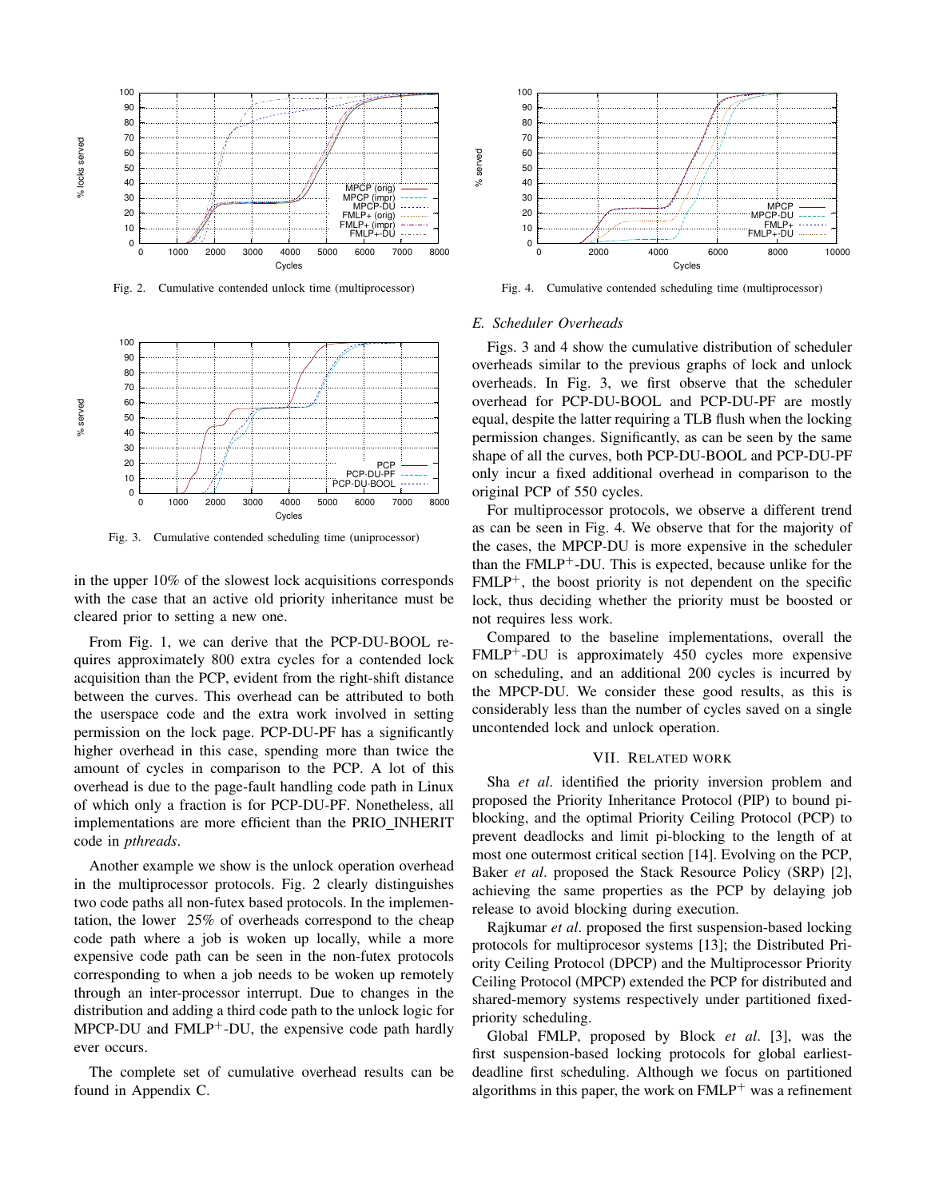Fig. 2. Cumulative contended unlock time (multiprocessor)

Fig. 3. Cumulative contended scheduling time (uniprocessor)

in the upper 10% of the slowest lock acquisitions corresponds with the case that an active old priority inheritance must be cleared prior to setting a new one.

From Fig. 1, we can derive that the PCP-DU-BOOL requires approximately 800 extra cycles for a contended lock acquisition than the PCP, evident from the right-shift distance between the curves. This overhead can be attributed to both the userspace code and the extra work involved in setting permission on the lock page. PCP-DU-PF has a significantly higher overhead in this case, spending more than twice the amount of cycles in comparison to the PCP. A lot of this overhead is due to the page-fault handling code path in Linux of which only a fraction is for PCP-DU-PF. Nonetheless, all implementations are more efficient than the PRIO_INHERIT code in *pthreads*.

Another example we show is the unlock operation overhead in the multiprocessor protocols. Fig. 2 clearly distinguishes two code paths all non-futex based protocols. In the implementation, the lower 25% of overheads correspond to the cheap code path where a job is woken up locally, while a more expensive code path can be seen in the non-futex protocols corresponding to when a job needs to be woken up remotely through an inter-processor interrupt. Due to changes in the distribution and adding a third code path to the unlock logic for MPCP-DU and FMLP$^+$-DU, the expensive code path hardly ever occurs.

The complete set of cumulative overhead results can be found in Appendix C.

Fig. 4. Cumulative contended scheduling time (multiprocessor)

### E. Scheduler Overheads

Figs. 3 and 4 show the cumulative distribution of scheduler overheads similar to the previous graphs of lock and unlock overheads. In Fig. 3, we first observe that the scheduler overhead for PCP-DU-BOOL and PCP-DU-PF are mostly equal, despite the latter requiring a TLB flush when the locking permission changes. Significantly, as can be seen by the same shape of all the curves, both PCP-DU-BOOL and PCP-DU-PF only incur a fixed additional overhead in comparison to the original PCP of 550 cycles.

For multiprocessor protocols, we observe a different trend as can be seen in Fig. 4. We observe that for the majority of the cases, the MPCP-DU is more expensive in the scheduler than the FMLP$^+$-DU. This is expected, because unlike for the FMLP$^+$, the boost priority is not dependent on the specific lock, thus deciding whether the priority must be boosted or not requires less work.

Compared to the baseline implementations, overall the FMLP$^+$-DU is approximately 450 cycles more expensive on scheduling, and an additional 200 cycles is incurred by the MPCP-DU. We consider these good results, as this is considerably less than the number of cycles saved on a single uncontended lock and unlock operation.

## VII. Related work

Sha *et al*. identified the priority inversion problem and proposed the Priority Inheritance Protocol (PIP) to bound pi-blocking, and the optimal Priority Ceiling Protocol (PCP) to prevent deadlocks and limit pi-blocking to the length of at most one outermost critical section [14]. Evolving on the PCP, Baker *et al*. proposed the Stack Resource Policy (SRP) [2], achieving the same properties as the PCP by delaying job release to avoid blocking during execution.

Rajkumar *et al*. proposed the first suspension-based locking protocols for multiprocesor systems [13]; the Distributed Priority Ceiling Protocol (DPCP) and the Multiprocessor Priority Ceiling Protocol (MPCP) extended the PCP for distributed and shared-memory systems respectively under partitioned fixed-priority scheduling.

Global FMLP, proposed by Block *et al*. [3], was the first suspension-based locking protocols for global earliest-deadline first scheduling. Although we focus on partitioned algorithms in this paper, the work on FMLP$^+$ was a refinement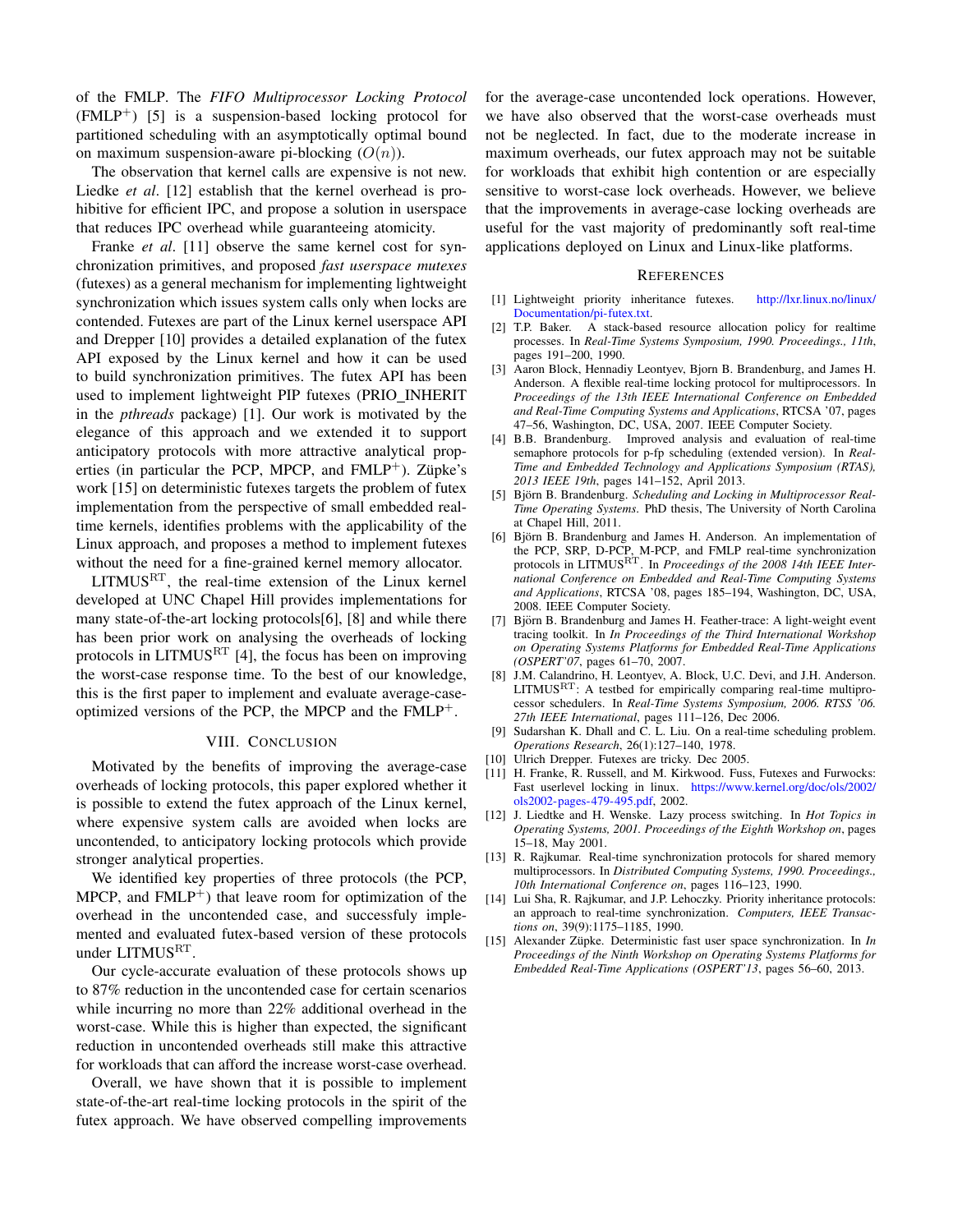of the FMLP. The *FIFO Multiprocessor Locking Protocol* ($\text{FMLP}^+$) [5] is a suspension-based locking protocol for partitioned scheduling with an asymptotically optimal bound on maximum suspension-aware pi-blocking ($O(n)$).

The observation that kernel calls are expensive is not new. Liedke *et al*. [12] establish that the kernel overhead is prohibitive for efficient IPC, and propose a solution in userspace that reduces IPC overhead while guaranteeing atomicity.

Franke *et al*. [11] observe the same kernel cost for synchronization primitives, and proposed *fast userspace mutexes* (futexes) as a general mechanism for implementing lightweight synchronization which issues system calls only when locks are contended. Futexes are part of the Linux kernel userspace API and Drepper [10] provides a detailed explanation of the futex API exposed by the Linux kernel and how it can be used to build synchronization primitives. The futex API has been used to implement lightweight PIP futexes (PRIO_INHERIT in the *pthreads* package) [1]. Our work is motivated by the elegance of this approach and we extended it to support anticipatory protocols with more attractive analytical properties (in particular the PCP, MPCP, and $\text{FMLP}^+$). Züpke's work [15] on deterministic futexes targets the problem of futex implementation from the perspective of small embedded real-time kernels, identifies problems with the applicability of the Linux approach, and proposes a method to implement futexes without the need for a fine-grained kernel memory allocator.

$\text{LITMUS}^{\text{RT}}$, the real-time extension of the Linux kernel developed at UNC Chapel Hill provides implementations for many state-of-the-art locking protocols[6], [8] and while there has been prior work on analysing the overheads of locking protocols in $\text{LITMUS}^{\text{RT}}$ [4], the focus has been on improving the worst-case response time. To the best of our knowledge, this is the first paper to implement and evaluate average-case-optimized versions of the PCP, the MPCP and the $\text{FMLP}^+$.

## VIII. Conclusion

Motivated by the benefits of improving the average-case overheads of locking protocols, this paper explored whether it is possible to extend the futex approach of the Linux kernel, where expensive system calls are avoided when locks are uncontended, to anticipatory locking protocols which provide stronger analytical properties.

We identified key properties of three protocols (the PCP, MPCP, and $\text{FMLP}^+$) that leave room for optimization of the overhead in the uncontended case, and successfuly implemented and evaluated futex-based version of these protocols under $\text{LITMUS}^{\text{RT}}$.

Our cycle-accurate evaluation of these protocols shows up to 87% reduction in the uncontended case for certain scenarios while incurring no more than 22% additional overhead in the worst-case. While this is higher than expected, the significant reduction in uncontended overheads still make this attractive for workloads that can afford the increase worst-case overhead.

Overall, we have shown that it is possible to implement state-of-the-art real-time locking protocols in the spirit of the futex approach. We have observed compelling improvements for the average-case uncontended lock operations. However, we have also observed that the worst-case overheads must not be neglected. In fact, due to the moderate increase in maximum overheads, our futex approach may not be suitable for workloads that exhibit high contention or are especially sensitive to worst-case lock overheads. However, we believe that the improvements in average-case locking overheads are useful for the vast majority of predominantly soft real-time applications deployed on Linux and Linux-like platforms.

## References

[1] Lightweight priority inheritance futexes. http://lxr.linux.no/linux/Documentation/pi-futex.txt.

[2] T.P. Baker. A stack-based resource allocation policy for realtime processes. In *Real-Time Systems Symposium, 1990. Proceedings., 11th*, pages 191–200, 1990.

[3] Aaron Block, Hennadiy Leontyev, Bjorn B. Brandenburg, and James H. Anderson. A flexible real-time locking protocol for multiprocessors. In *Proceedings of the 13th IEEE International Conference on Embedded and Real-Time Computing Systems and Applications*, RTCSA '07, pages 47–56, Washington, DC, USA, 2007. IEEE Computer Society.

[4] B.B. Brandenburg. Improved analysis and evaluation of real-time semaphore protocols for p-fp scheduling (extended version). In *Real-Time and Embedded Technology and Applications Symposium (RTAS), 2013 IEEE 19th*, pages 141–152, April 2013.

[5] Björn B. Brandenburg. *Scheduling and Locking in Multiprocessor Real-Time Operating Systems*. PhD thesis, The University of North Carolina at Chapel Hill, 2011.

[6] Björn B. Brandenburg and James H. Anderson. An implementation of the PCP, SRP, D-PCP, M-PCP, and FMLP real-time synchronization protocols in $\text{LITMUS}^{\text{RT}}$. In *Proceedings of the 2008 14th IEEE International Conference on Embedded and Real-Time Computing Systems and Applications*, RTCSA '08, pages 185–194, Washington, DC, USA, 2008. IEEE Computer Society.

[7] Björn B. Brandenburg and James H. Feather-trace: A light-weight event tracing toolkit. In *In Proceedings of the Third International Workshop on Operating Systems Platforms for Embedded Real-Time Applications (OSPERT'07*, pages 61–70, 2007.

[8] J.M. Calandrino, H. Leontyev, A. Block, U.C. Devi, and J.H. Anderson. $\text{LITMUS}^{\text{RT}}$: A testbed for empirically comparing real-time multiprocessor schedulers. In *Real-Time Systems Symposium, 2006. RTSS '06. 27th IEEE International*, pages 111–126, Dec 2006.

[9] Sudarshan K. Dhall and C. L. Liu. On a real-time scheduling problem. *Operations Research*, 26(1):127–140, 1978.

[10] Ulrich Drepper. Futexes are tricky. Dec 2005.

[11] H. Franke, R. Russell, and M. Kirkwood. Fuss, Futexes and Furwocks: Fast userlevel locking in linux. https://www.kernel.org/doc/ols/2002/ols2002-pages-479-495.pdf, 2002.

[12] J. Liedtke and H. Wenske. Lazy process switching. In *Hot Topics in Operating Systems, 2001. Proceedings of the Eighth Workshop on*, pages 15–18, May 2001.

[13] R. Rajkumar. Real-time synchronization protocols for shared memory multiprocessors. In *Distributed Computing Systems, 1990. Proceedings., 10th International Conference on*, pages 116–123, 1990.

[14] Lui Sha, R. Rajkumar, and J.P. Lehoczky. Priority inheritance protocols: an approach to real-time synchronization. *Computers, IEEE Transactions on*, 39(9):1175–1185, 1990.

[15] Alexander Züpke. Deterministic fast user space synchronization. In *In Proceedings of the Ninth Workshop on Operating Systems Platforms for Embedded Real-Time Applications (OSPERT'13*, pages 56–60, 2013.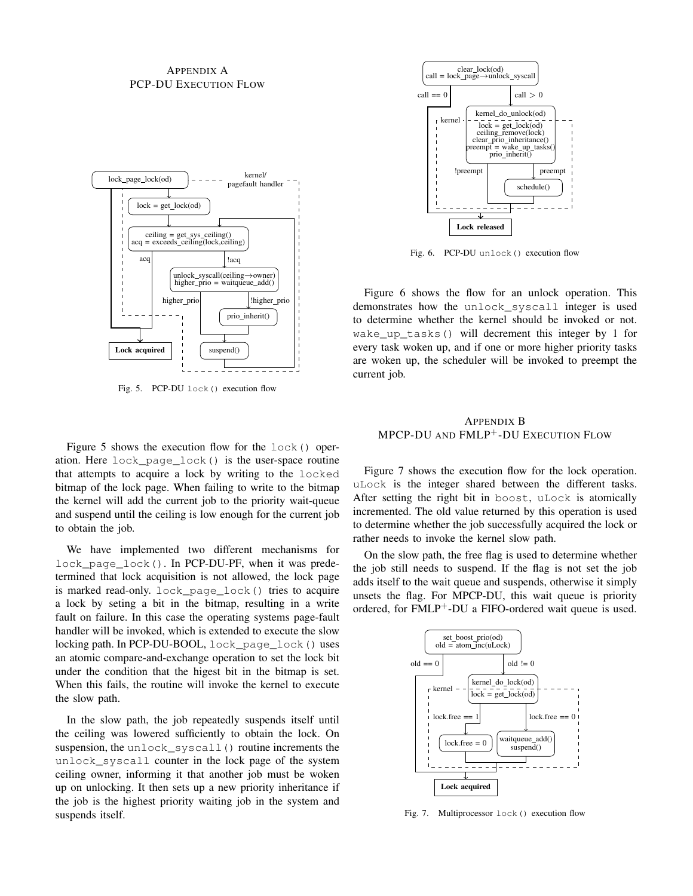## Appendix A
## PCP-DU Execution Flow

Fig. 5. PCP-DU `lock()` execution flow

Figure 5 shows the execution flow for the `lock()` operation. Here `lock_page_lock()` is the user-space routine that attempts to acquire a lock by writing to the `locked` bitmap of the lock page. When failing to write to the bitmap the kernel will add the current job to the priority wait-queue and suspend until the ceiling is low enough for the current job to obtain the job.

We have implemented two different mechanisms for `lock_page_lock()`. In PCP-DU-PF, when it was predetermined that lock acquisition is not allowed, the lock page is marked read-only. `lock_page_lock()` tries to acquire a lock by seting a bit in the bitmap, resulting in a write fault on failure. In this case the operating systems page-fault handler will be invoked, which is extended to execute the slow locking path. In PCP-DU-BOOL, `lock_page_lock()` uses an atomic compare-and-exchange operation to set the lock bit under the condition that the higest bit in the bitmap is set. When this fails, the routine will invoke the kernel to execute the slow path.

In the slow path, the job repeatedly suspends itself until the ceiling was lowered sufficiently to obtain the lock. On suspension, the `unlock_syscall()` routine increments the `unlock_syscall` counter in the lock page of the system ceiling owner, informing it that another job must be woken up on unlocking. It then sets up a new priority inheritance if the job is the highest priority waiting job in the system and suspends itself.

Fig. 6. PCP-DU `unlock()` execution flow

Figure 6 shows the flow for an unlock operation. This demonstrates how the `unlock_syscall` integer is used to determine whether the kernel should be invoked or not. `wake_up_tasks()` will decrement this integer by 1 for every task woken up, and if one or more higher priority tasks are woken up, the scheduler will be invoked to preempt the current job.

## Appendix B
## MPCP-DU and FMLP$^+$-DU Execution Flow

Figure 7 shows the execution flow for the lock operation. `uLock` is the integer shared between the different tasks. After setting the right bit in `boost`, `uLock` is atomically incremented. The old value returned by this operation is used to determine whether the job successfully acquired the lock or rather needs to invoke the kernel slow path.

On the slow path, the free flag is used to determine whether the job still needs to suspend. If the flag is not set the job adds itself to the wait queue and suspends, otherwise it simply unsets the flag. For MPCP-DU, this wait queue is priority ordered, for FMLP$^+$-DU a FIFO-ordered wait queue is used.

Fig. 7. Multiprocessor `lock()` execution flow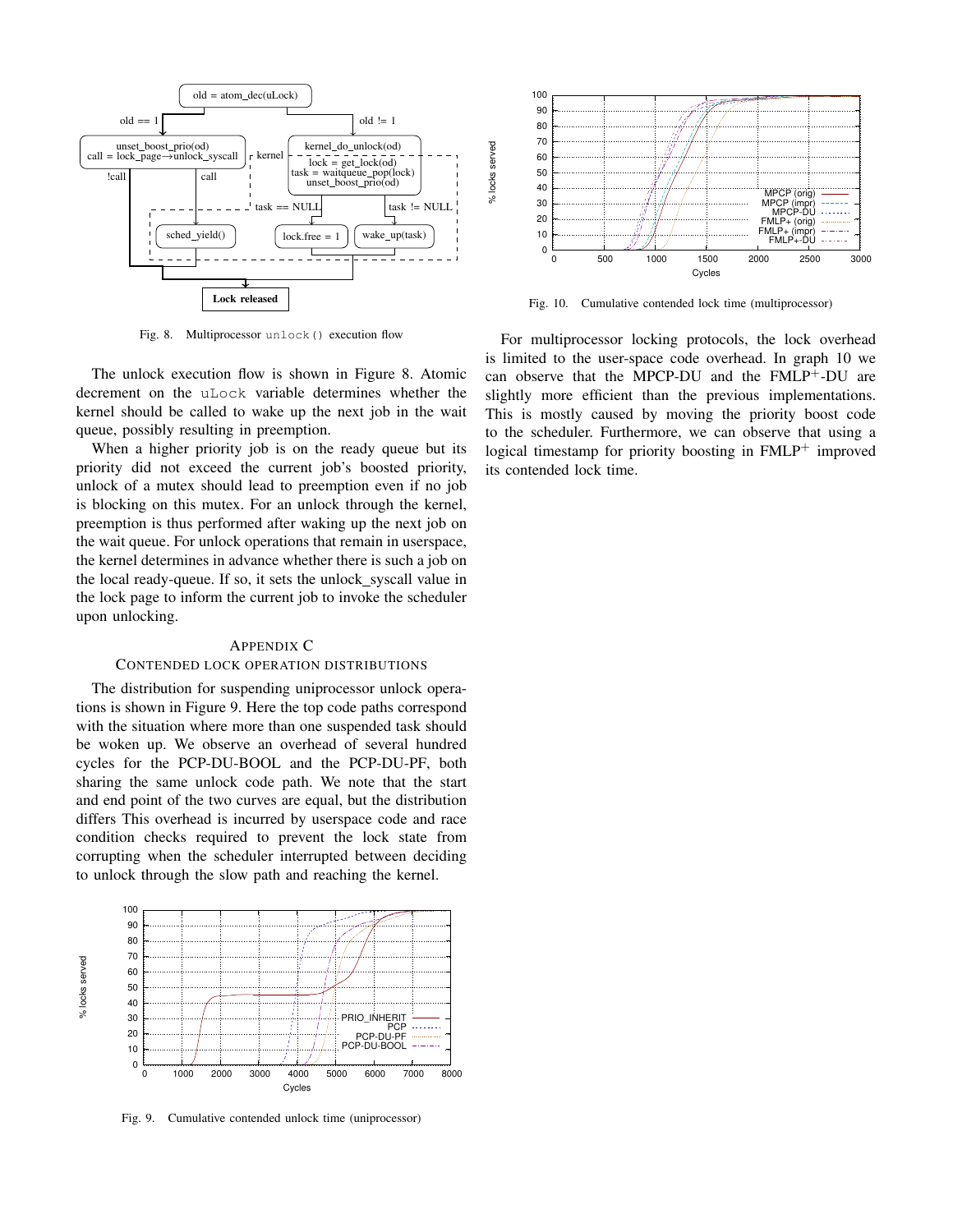old = atom_dec(uLock)

old == 1

old != 1

unset_boost_prio(od)
call = lock_page→unlock_syscall

kernel

kernel_do_unlock(od)
lock = get_lock(od)
task = waitqueue_pop(lock)
unset_boost_prio(od)

!call

call

task == NULL

task != NULL

sched_yield()

lock.free = 1

wake_up(task)

Lock released

Fig. 8. Multiprocessor unlock() execution flow

The unlock execution flow is shown in Figure 8. Atomic decrement on the uLock variable determines whether the kernel should be called to wake up the next job in the wait queue, possibly resulting in preemption.

When a higher priority job is on the ready queue but its priority did not exceed the current job's boosted priority, unlock of a mutex should lead to preemption even if no job is blocking on this mutex. For an unlock through the kernel, preemption is thus performed after waking up the next job on the wait queue. For unlock operations that remain in userspace, the kernel determines in advance whether there is such a job on the local ready-queue. If so, it sets the unlock_syscall value in the lock page to inform the current job to invoke the scheduler upon unlocking.

## Appendix C
## Contended lock operation distributions

The distribution for suspending uniprocessor unlock operations is shown in Figure 9. Here the top code paths correspond with the situation where more than one suspended task should be woken up. We observe an overhead of several hundred cycles for the PCP-DU-BOOL and the PCP-DU-PF, both sharing the same unlock code path. We note that the start and end point of the two curves are equal, but the distribution differs This overhead is incurred by userspace code and race condition checks required to prevent the lock state from corrupting when the scheduler interrupted between deciding to unlock through the slow path and reaching the kernel.

% locks served

Cycles

0 1000 2000 3000 4000 5000 6000 7000 8000

0 10 20 30 40 50 60 70 80 90 100

PRIO_INHERIT
PCP
PCP-DU-PF
PCP-DU-BOOL

Fig. 9. Cumulative contended unlock time (uniprocessor)

% locks served

Cycles

0 500 1000 1500 2000 2500 3000

0 10 20 30 40 50 60 70 80 90 100

MPCP (orig)
MPCP (impr)
MPCP-DU
FMLP+ (orig)
FMLP+ (impr)
FMLP+-DU

Fig. 10. Cumulative contended lock time (multiprocessor)

For multiprocessor locking protocols, the lock overhead is limited to the user-space code overhead. In graph 10 we can observe that the MPCP-DU and the FMLP$^{+}$-DU are slightly more efficient than the previous implementations. This is mostly caused by moving the priority boost code to the scheduler. Furthermore, we can observe that using a logical timestamp for priority boosting in FMLP$^{+}$ improved its contended lock time.